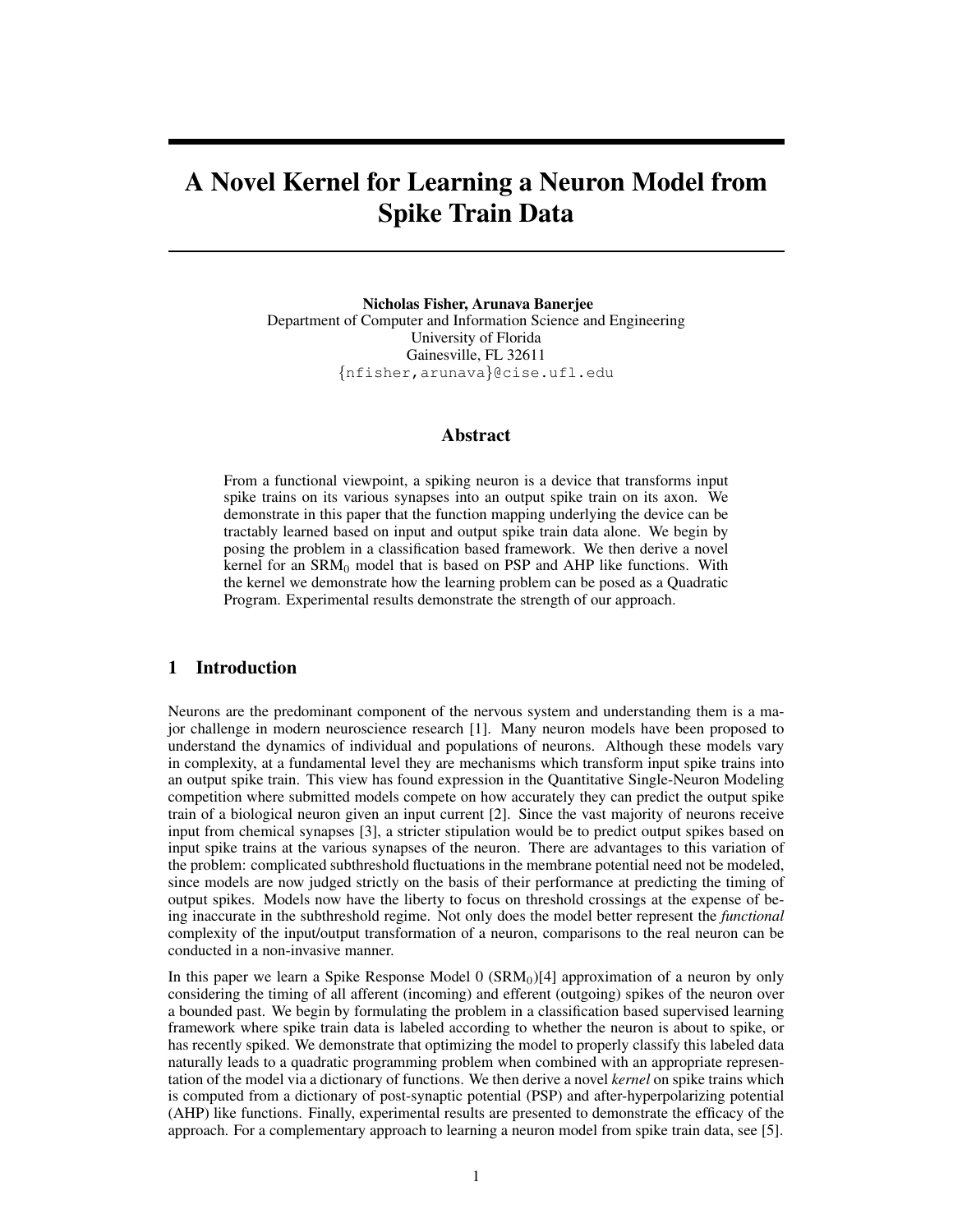# A Novel Kernel for Learning a Neuron Model from Spike Train Data

**Nicholas Fisher, Arunava Banerjee**
Department of Computer and Information Science and Engineering
University of Florida
Gainesville, FL 32611
{nfisher,arunava}@cise.ufl.edu

## Abstract

From a functional viewpoint, a spiking neuron is a device that transforms input spike trains on its various synapses into an output spike train on its axon. We demonstrate in this paper that the function mapping underlying the device can be tractably learned based on input and output spike train data alone. We begin by posing the problem in a classification based framework. We then derive a novel kernel for an $\text{SRM}_0$ model that is based on PSP and AHP like functions. With the kernel we demonstrate how the learning problem can be posed as a Quadratic Program. Experimental results demonstrate the strength of our approach.

## 1 Introduction

Neurons are the predominant component of the nervous system and understanding them is a major challenge in modern neuroscience research [1]. Many neuron models have been proposed to understand the dynamics of individual and populations of neurons. Although these models vary in complexity, at a fundamental level they are mechanisms which transform input spike trains into an output spike train. This view has found expression in the Quantitative Single-Neuron Modeling competition where submitted models compete on how accurately they can predict the output spike train of a biological neuron given an input current [2]. Since the vast majority of neurons receive input from chemical synapses [3], a stricter stipulation would be to predict output spikes based on input spike trains at the various synapses of the neuron. There are advantages to this variation of the problem: complicated subthreshold fluctuations in the membrane potential need not be modeled, since models are now judged strictly on the basis of their performance at predicting the timing of output spikes. Models now have the liberty to focus on threshold crossings at the expense of being inaccurate in the subthreshold regime. Not only does the model better represent the *functional* complexity of the input/output transformation of a neuron, comparisons to the real neuron can be conducted in a non-invasive manner.

In this paper we learn a Spike Response Model 0 ($\text{SRM}_0$)[4] approximation of a neuron by only considering the timing of all afferent (incoming) and efferent (outgoing) spikes of the neuron over a bounded past. We begin by formulating the problem in a classification based supervised learning framework where spike train data is labeled according to whether the neuron is about to spike, or has recently spiked. We demonstrate that optimizing the model to properly classify this labeled data naturally leads to a quadratic programming problem when combined with an appropriate representation of the model via a dictionary of functions. We then derive a novel *kernel* on spike trains which is computed from a dictionary of post-synaptic potential (PSP) and after-hyperpolarizing potential (AHP) like functions. Finally, experimental results are presented to demonstrate the efficacy of the approach. For a complementary approach to learning a neuron model from spike train data, see [5].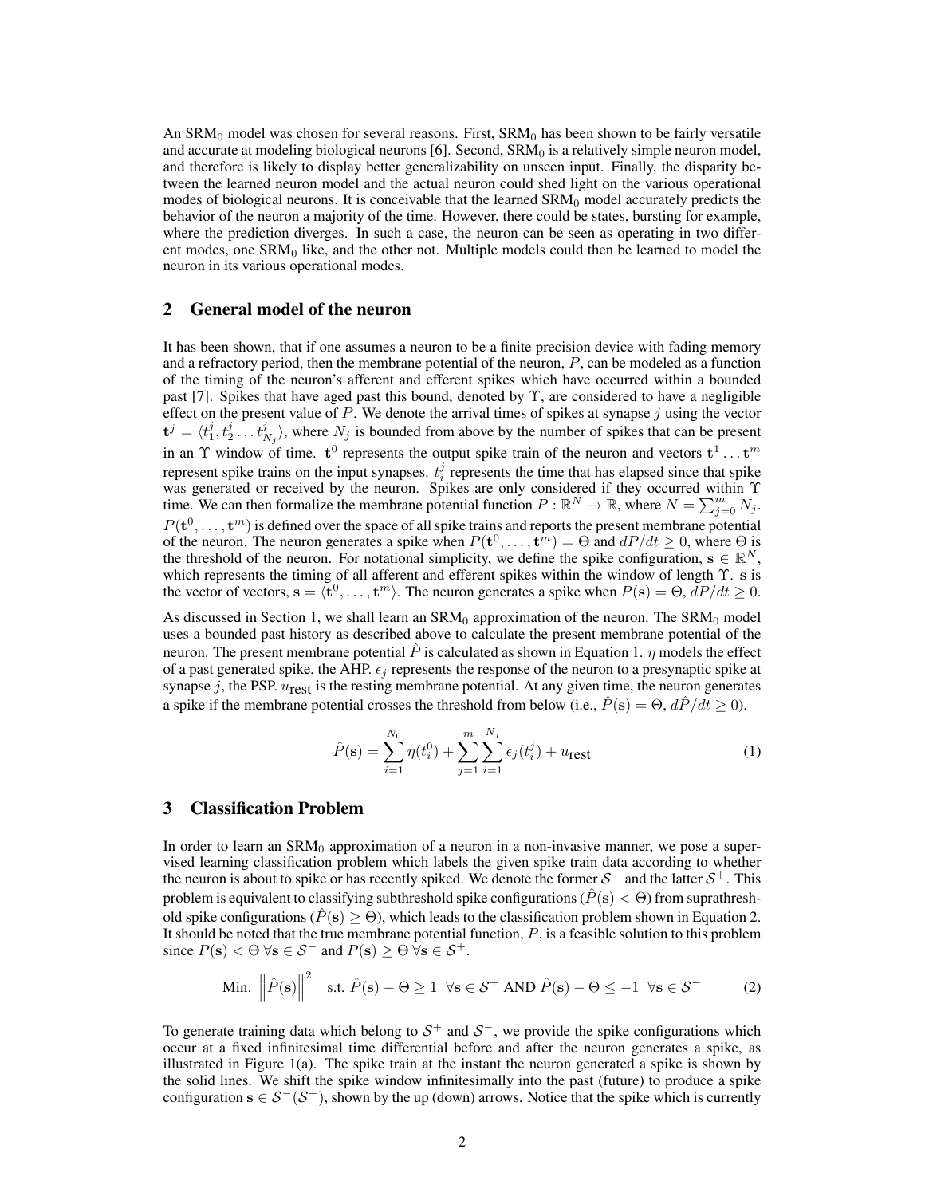An $\text{SRM}_0$ model was chosen for several reasons. First, $\text{SRM}_0$ has been shown to be fairly versatile and accurate at modeling biological neurons [6]. Second, $\text{SRM}_0$ is a relatively simple neuron model, and therefore is likely to display better generalizability on unseen input. Finally, the disparity between the learned neuron model and the actual neuron could shed light on the various operational modes of biological neurons. It is conceivable that the learned $\text{SRM}_0$ model accurately predicts the behavior of the neuron a majority of the time. However, there could be states, bursting for example, where the prediction diverges. In such a case, the neuron can be seen as operating in two different modes, one $\text{SRM}_0$ like, and the other not. Multiple models could then be learned to model the neuron in its various operational modes.

## 2 General model of the neuron

It has been shown, that if one assumes a neuron to be a finite precision device with fading memory and a refractory period, then the membrane potential of the neuron, $P$, can be modeled as a function of the timing of the neuron's afferent and efferent spikes which have occurred within a bounded past [7]. Spikes that have aged past this bound, denoted by $\Upsilon$, are considered to have a negligible effect on the present value of $P$. We denote the arrival times of spikes at synapse $j$ using the vector $\mathbf{t}^j = \langle t_1^j, t_2^j \dots t_{N_j}^j \rangle$, where $N_j$ is bounded from above by the number of spikes that can be present in an $\Upsilon$ window of time. $\mathbf{t}^0$ represents the output spike train of the neuron and vectors $\mathbf{t}^1 \dots \mathbf{t}^m$ represent spike trains on the input synapses. $t_i^j$ represents the time that has elapsed since that spike was generated or received by the neuron. Spikes are only considered if they occurred within $\Upsilon$ time. We can then formalize the membrane potential function $P : \mathbb{R}^N \to \mathbb{R}$, where $N = \sum_{j=0}^{m} N_j$. $P(\mathbf{t}^0, \dots, \mathbf{t}^m)$ is defined over the space of all spike trains and reports the present membrane potential of the neuron. The neuron generates a spike when $P(\mathbf{t}^0, \dots, \mathbf{t}^m) = \Theta$ and $dP/dt \geq 0$, where $\Theta$ is the threshold of the neuron. For notational simplicity, we define the spike configuration, $\mathbf{s} \in \mathbb{R}^N$, which represents the timing of all afferent and efferent spikes within the window of length $\Upsilon$. $\mathbf{s}$ is the vector of vectors, $\mathbf{s} = \langle \mathbf{t}^0, \dots, \mathbf{t}^m \rangle$. The neuron generates a spike when $P(\mathbf{s}) = \Theta$, $dP/dt \geq 0$.

As discussed in Section 1, we shall learn an $\text{SRM}_0$ approximation of the neuron. The $\text{SRM}_0$ model uses a bounded past history as described above to calculate the present membrane potential of the neuron. The present membrane potential $\hat{P}$ is calculated as shown in Equation 1. $\eta$ models the effect of a past generated spike, the AHP. $\epsilon_j$ represents the response of the neuron to a presynaptic spike at synapse $j$, the PSP. $u_{\text{rest}}$ is the resting membrane potential. At any given time, the neuron generates a spike if the membrane potential crosses the threshold from below (i.e., $\hat{P}(\mathbf{s}) = \Theta$, $d\hat{P}/dt \geq 0$).

$$\hat{P}(\mathbf{s}) = \sum_{i=1}^{N_0} \eta(t_i^0) + \sum_{j=1}^{m} \sum_{i=1}^{N_j} \epsilon_j(t_i^j) + u_{\text{rest}} \tag{1}$$

## 3 Classification Problem

In order to learn an $\text{SRM}_0$ approximation of a neuron in a non-invasive manner, we pose a supervised learning classification problem which labels the given spike train data according to whether the neuron is about to spike or has recently spiked. We denote the former $\mathcal{S}^-$ and the latter $\mathcal{S}^+$. This problem is equivalent to classifying subthreshold spike configurations ($\hat{P}(\mathbf{s}) < \Theta$) from suprathreshold spike configurations ($\hat{P}(\mathbf{s}) \geq \Theta$), which leads to the classification problem shown in Equation 2. It should be noted that the true membrane potential function, $P$, is a feasible solution to this problem since $P(\mathbf{s}) < \Theta \; \forall \mathbf{s} \in \mathcal{S}^-$ and $P(\mathbf{s}) \geq \Theta \; \forall \mathbf{s} \in \mathcal{S}^+$.

$$\text{Min. } \left\| \hat{P}(\mathbf{s}) \right\|^2 \quad \text{s.t. } \hat{P}(\mathbf{s}) - \Theta \geq 1 \;\; \forall \mathbf{s} \in \mathcal{S}^+ \text{ AND } \hat{P}(\mathbf{s}) - \Theta \leq -1 \;\; \forall \mathbf{s} \in \mathcal{S}^- \tag{2}$$

To generate training data which belong to $\mathcal{S}^+$ and $\mathcal{S}^-$, we provide the spike configurations which occur at a fixed infinitesimal time differential before and after the neuron generates a spike, as illustrated in Figure 1(a). The spike train at the instant the neuron generated a spike is shown by the solid lines. We shift the spike window infinitesimally into the past (future) to produce a spike configuration $\mathbf{s} \in \mathcal{S}^-(\mathcal{S}^+)$, shown by the up (down) arrows. Notice that the spike which is currently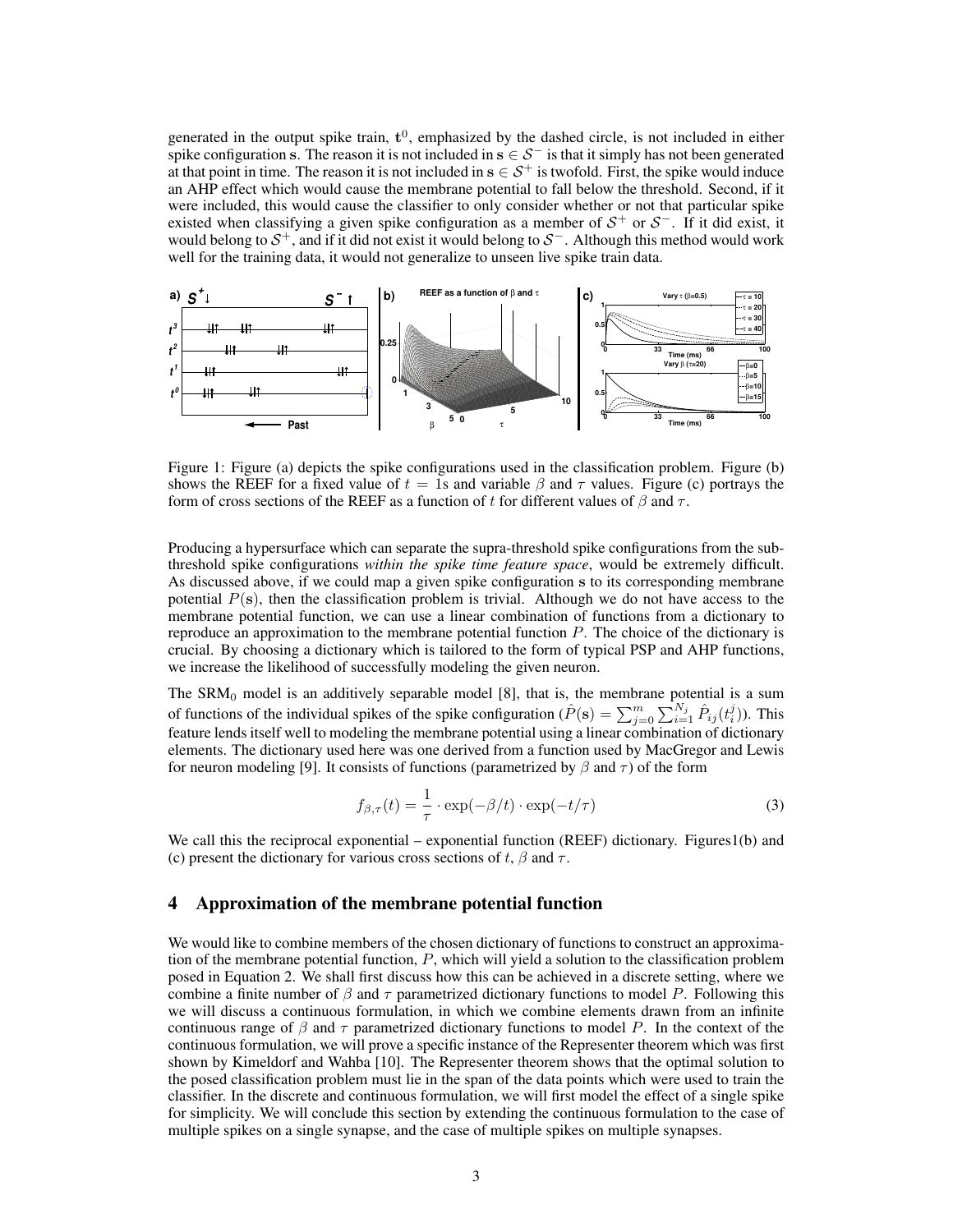generated in the output spike train, $\mathbf{t}^0$, emphasized by the dashed circle, is not included in either spike configuration s. The reason it is not included in $\mathbf{s} \in \mathcal{S}^-$ is that it simply has not been generated at that point in time. The reason it is not included in $\mathbf{s} \in \mathcal{S}^+$ is twofold. First, the spike would induce an AHP effect which would cause the membrane potential to fall below the threshold. Second, if it were included, this would cause the classifier to only consider whether or not that particular spike existed when classifying a given spike configuration as a member of $\mathcal{S}^+$ or $\mathcal{S}^-$. If it did exist, it would belong to $\mathcal{S}^+$, and if it did not exist it would belong to $\mathcal{S}^-$. Although this method would work well for the training data, it would not generalize to unseen live spike train data.

Figure 1: Figure (a) depicts the spike configurations used in the classification problem. Figure (b) shows the REEF for a fixed value of $t = 1$s and variable $\beta$ and $\tau$ values. Figure (c) portrays the form of cross sections of the REEF as a function of $t$ for different values of $\beta$ and $\tau$.

Producing a hypersurface which can separate the supra-threshold spike configurations from the sub-threshold spike configurations *within the spike time feature space*, would be extremely difficult. As discussed above, if we could map a given spike configuration s to its corresponding membrane potential $P(\mathbf{s})$, then the classification problem is trivial. Although we do not have access to the membrane potential function, we can use a linear combination of functions from a dictionary to reproduce an approximation to the membrane potential function $P$. The choice of the dictionary is crucial. By choosing a dictionary which is tailored to the form of typical PSP and AHP functions, we increase the likelihood of successfully modeling the given neuron.

The SRM$_0$ model is an additively separable model [8], that is, the membrane potential is a sum of functions of the individual spikes of the spike configuration ($\hat{P}(\mathbf{s}) = \sum_{j=0}^{m} \sum_{i=1}^{N_j} \hat{P}_{ij}(t_i^j)$). This feature lends itself well to modeling the membrane potential using a linear combination of dictionary elements. The dictionary used here was one derived from a function used by MacGregor and Lewis for neuron modeling [9]. It consists of functions (parametrized by $\beta$ and $\tau$) of the form

$$f_{\beta,\tau}(t) = \frac{1}{\tau} \cdot \exp(-\beta/t) \cdot \exp(-t/\tau) \tag{3}$$

We call this the reciprocal exponential – exponential function (REEF) dictionary. Figures1(b) and (c) present the dictionary for various cross sections of $t$, $\beta$ and $\tau$.

## 4 Approximation of the membrane potential function

We would like to combine members of the chosen dictionary of functions to construct an approximation of the membrane potential function, $P$, which will yield a solution to the classification problem posed in Equation 2. We shall first discuss how this can be achieved in a discrete setting, where we combine a finite number of $\beta$ and $\tau$ parametrized dictionary functions to model $P$. Following this we will discuss a continuous formulation, in which we combine elements drawn from an infinite continuous range of $\beta$ and $\tau$ parametrized dictionary functions to model $P$. In the context of the continuous formulation, we will prove a specific instance of the Representer theorem which was first shown by Kimeldorf and Wahba [10]. The Representer theorem shows that the optimal solution to the posed classification problem must lie in the span of the data points which were used to train the classifier. In the discrete and continuous formulation, we will first model the effect of a single spike for simplicity. We will conclude this section by extending the continuous formulation to the case of multiple spikes on a single synapse, and the case of multiple spikes on multiple synapses.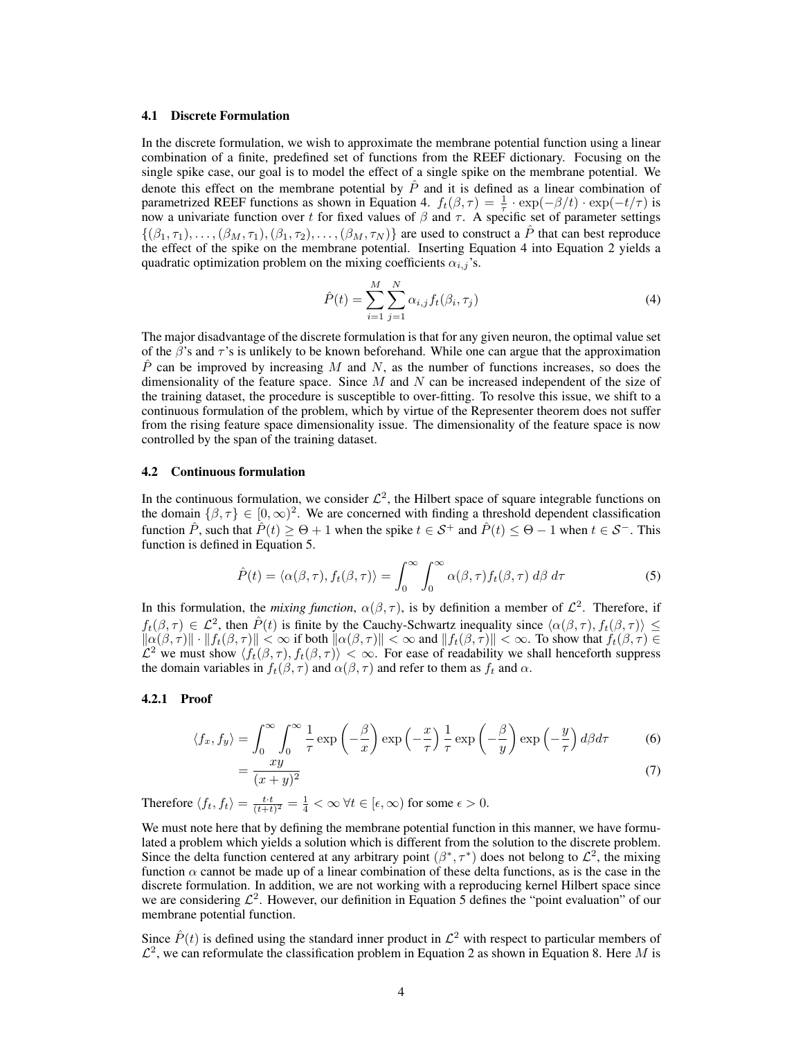### 4.1 Discrete Formulation

In the discrete formulation, we wish to approximate the membrane potential function using a linear combination of a finite, predefined set of functions from the REEF dictionary. Focusing on the single spike case, our goal is to model the effect of a single spike on the membrane potential. We denote this effect on the membrane potential by $\hat{P}$ and it is defined as a linear combination of parametrized REEF functions as shown in Equation 4. $f_t(\beta, \tau) = \frac{1}{\tau} \cdot \exp(-\beta/t) \cdot \exp(-t/\tau)$ is now a univariate function over $t$ for fixed values of $\beta$ and $\tau$. A specific set of parameter settings $\{(\beta_1, \tau_1), \ldots, (\beta_M, \tau_1), (\beta_1, \tau_2), \ldots, (\beta_M, \tau_N)\}$ are used to construct a $\hat{P}$ that can best reproduce the effect of the spike on the membrane potential. Inserting Equation 4 into Equation 2 yields a quadratic optimization problem on the mixing coefficients $\alpha_{i,j}$'s.

$$\hat{P}(t) = \sum_{i=1}^{M} \sum_{j=1}^{N} \alpha_{i,j} f_t(\beta_i, \tau_j) \tag{4}$$

The major disadvantage of the discrete formulation is that for any given neuron, the optimal value set of the $\beta$'s and $\tau$'s is unlikely to be known beforehand. While one can argue that the approximation $\hat{P}$ can be improved by increasing $M$ and $N$, as the number of functions increases, so does the dimensionality of the feature space. Since $M$ and $N$ can be increased independent of the size of the training dataset, the procedure is susceptible to over-fitting. To resolve this issue, we shift to a continuous formulation of the problem, which by virtue of the Representer theorem does not suffer from the rising feature space dimensionality issue. The dimensionality of the feature space is now controlled by the span of the training dataset.

### 4.2 Continuous formulation

In the continuous formulation, we consider $\mathcal{L}^2$, the Hilbert space of square integrable functions on the domain $\{\beta, \tau\} \in [0, \infty)^2$. We are concerned with finding a threshold dependent classification function $\hat{P}$, such that $\hat{P}(t) \geq \Theta + 1$ when the spike $t \in \mathcal{S}^+$ and $\hat{P}(t) \leq \Theta - 1$ when $t \in \mathcal{S}^-$. This function is defined in Equation 5.

$$\hat{P}(t) = \langle \alpha(\beta, \tau), f_t(\beta, \tau) \rangle = \int_0^\infty \int_0^\infty \alpha(\beta, \tau) f_t(\beta, \tau) \, d\beta \, d\tau \tag{5}$$

In this formulation, the *mixing function*, $\alpha(\beta, \tau)$, is by definition a member of $\mathcal{L}^2$. Therefore, if $f_t(\beta, \tau) \in \mathcal{L}^2$, then $\hat{P}(t)$ is finite by the Cauchy-Schwartz inequality since $\langle \alpha(\beta, \tau), f_t(\beta, \tau) \rangle \leq \|\alpha(\beta, \tau)\| \cdot \|f_t(\beta, \tau)\| < \infty$ if both $\|\alpha(\beta, \tau)\| < \infty$ and $\|f_t(\beta, \tau)\| < \infty$. To show that $f_t(\beta, \tau) \in \mathcal{L}^2$ we must show $\langle f_t(\beta, \tau), f_t(\beta, \tau) \rangle < \infty$. For ease of readability we shall henceforth suppress the domain variables in $f_t(\beta, \tau)$ and $\alpha(\beta, \tau)$ and refer to them as $f_t$ and $\alpha$.

#### 4.2.1 Proof

$$\langle f_x, f_y \rangle = \int_0^\infty \int_0^\infty \frac{1}{\tau} \exp\left(-\frac{\beta}{x}\right) \exp\left(-\frac{x}{\tau}\right) \frac{1}{\tau} \exp\left(-\frac{\beta}{y}\right) \exp\left(-\frac{y}{\tau}\right) d\beta d\tau \tag{6}$$

$$= \frac{xy}{(x+y)^2} \tag{7}$$

Therefore $\langle f_t, f_t \rangle = \frac{t \cdot t}{(t+t)^2} = \frac{1}{4} < \infty \; \forall t \in [\epsilon, \infty)$ for some $\epsilon > 0$.

We must note here that by defining the membrane potential function in this manner, we have formulated a problem which yields a solution which is different from the solution to the discrete problem. Since the delta function centered at any arbitrary point $(\beta^*, \tau^*)$ does not belong to $\mathcal{L}^2$, the mixing function $\alpha$ cannot be made up of a linear combination of these delta functions, as is the case in the discrete formulation. In addition, we are not working with a reproducing kernel Hilbert space since we are considering $\mathcal{L}^2$. However, our definition in Equation 5 defines the "point evaluation" of our membrane potential function.

Since $\hat{P}(t)$ is defined using the standard inner product in $\mathcal{L}^2$ with respect to particular members of $\mathcal{L}^2$, we can reformulate the classification problem in Equation 2 as shown in Equation 8. Here $M$ is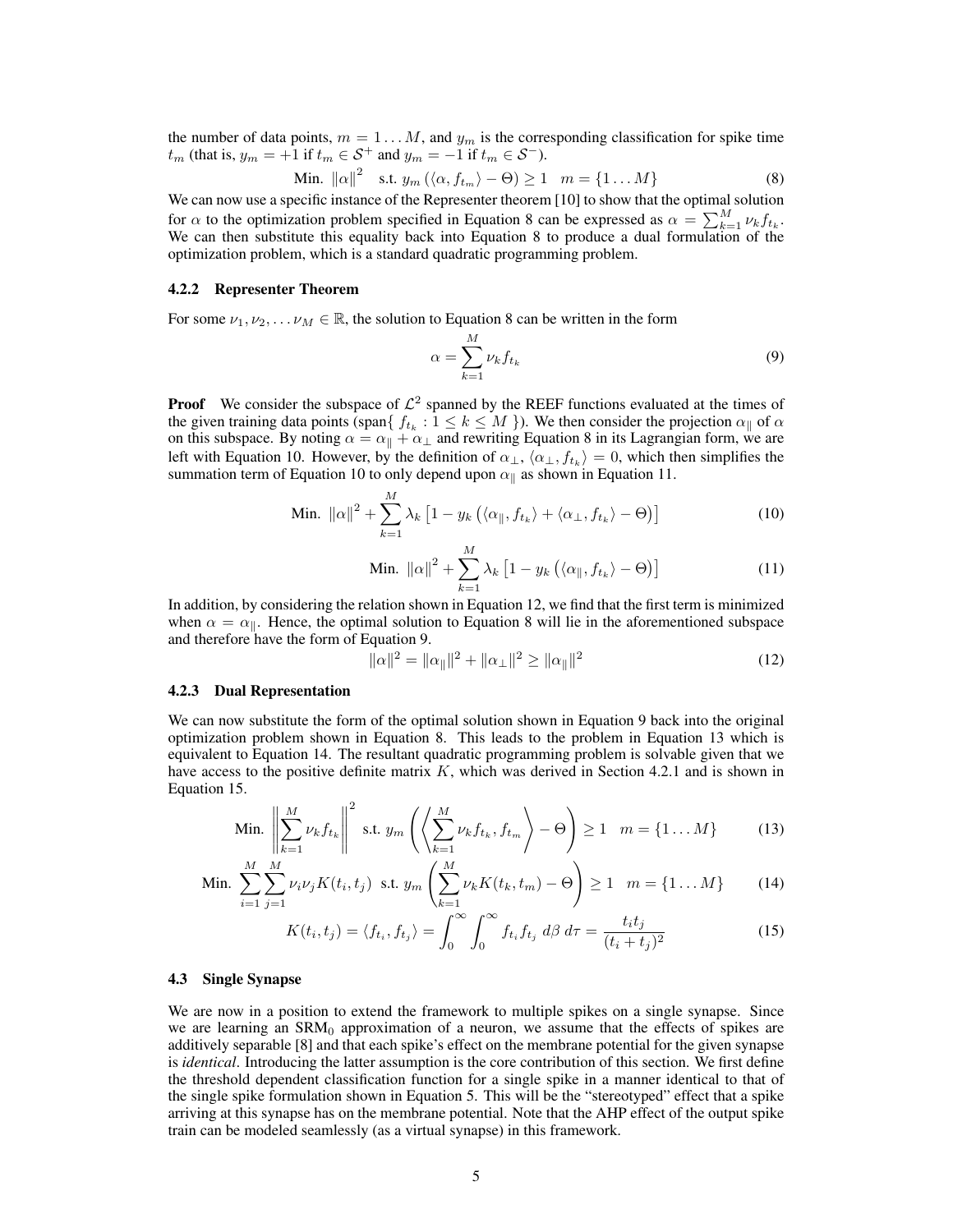the number of data points, $m = 1 \ldots M$, and $y_m$ is the corresponding classification for spike time $t_m$ (that is, $y_m = +1$ if $t_m \in \mathcal{S}^+$ and $y_m = -1$ if $t_m \in \mathcal{S}^-$).

$$\text{Min. } \|\alpha\|^2 \quad \text{s.t. } y_m \left( \langle \alpha, f_{t_m} \rangle - \Theta \right) \geq 1 \quad m = \{1 \ldots M\} \tag{8}$$

We can now use a specific instance of the Representer theorem [10] to show that the optimal solution for $\alpha$ to the optimization problem specified in Equation 8 can be expressed as $\alpha = \sum_{k=1}^{M} \nu_k f_{t_k}$. We can then substitute this equality back into Equation 8 to produce a dual formulation of the optimization problem, which is a standard quadratic programming problem.

#### 4.2.2 Representer Theorem

For some $\nu_1, \nu_2, \ldots \nu_M \in \mathbb{R}$, the solution to Equation 8 can be written in the form

$$\alpha = \sum_{k=1}^{M} \nu_k f_{t_k} \tag{9}$$

**Proof** We consider the subspace of $\mathcal{L}^2$ spanned by the REEF functions evaluated at the times of the given training data points (span{ $f_{t_k} : 1 \leq k \leq M$ }). We then consider the projection $\alpha_\parallel$ of $\alpha$ on this subspace. By noting $\alpha = \alpha_\parallel + \alpha_\perp$ and rewriting Equation 8 in its Lagrangian form, we are left with Equation 10. However, by the definition of $\alpha_\perp$, $\langle \alpha_\perp, f_{t_k} \rangle = 0$, which then simplifies the summation term of Equation 10 to only depend upon $\alpha_\parallel$ as shown in Equation 11.

$$\text{Min. } \|\alpha\|^2 + \sum_{k=1}^{M} \lambda_k \left[ 1 - y_k \left( \langle \alpha_\parallel, f_{t_k} \rangle + \langle \alpha_\perp, f_{t_k} \rangle - \Theta \right) \right] \tag{10}$$

$$\text{Min. } \|\alpha\|^2 + \sum_{k=1}^{M} \lambda_k \left[ 1 - y_k \left( \langle \alpha_\parallel, f_{t_k} \rangle - \Theta \right) \right] \tag{11}$$

In addition, by considering the relation shown in Equation 12, we find that the first term is minimized when $\alpha = \alpha_\parallel$. Hence, the optimal solution to Equation 8 will lie in the aforementioned subspace and therefore have the form of Equation 9.

$$\|\alpha\|^2 = \|\alpha_\parallel\|^2 + \|\alpha_\perp\|^2 \geq \|\alpha_\parallel\|^2 \tag{12}$$

#### 4.2.3 Dual Representation

We can now substitute the form of the optimal solution shown in Equation 9 back into the original optimization problem shown in Equation 8. This leads to the problem in Equation 13 which is equivalent to Equation 14. The resultant quadratic programming problem is solvable given that we have access to the positive definite matrix $K$, which was derived in Section 4.2.1 and is shown in Equation 15.

$$\text{Min. } \left\| \sum_{k=1}^{M} \nu_k f_{t_k} \right\|^2 \text{ s.t. } y_m \left( \left\langle \sum_{k=1}^{M} \nu_k f_{t_k}, f_{t_m} \right\rangle - \Theta \right) \geq 1 \quad m = \{1 \ldots M\} \tag{13}$$

$$\text{Min. } \sum_{i=1}^{M} \sum_{j=1}^{M} \nu_i \nu_j K(t_i, t_j) \text{ s.t. } y_m \left( \sum_{k=1}^{M} \nu_k K(t_k, t_m) - \Theta \right) \geq 1 \quad m = \{1 \ldots M\} \tag{14}$$

$$K(t_i, t_j) = \langle f_{t_i}, f_{t_j} \rangle = \int_0^\infty \int_0^\infty f_{t_i} f_{t_j} \, d\beta \, d\tau = \frac{t_i t_j}{(t_i + t_j)^2} \tag{15}$$

### 4.3 Single Synapse

We are now in a position to extend the framework to multiple spikes on a single synapse. Since we are learning an $\text{SRM}_0$ approximation of a neuron, we assume that the effects of spikes are additively separable [8] and that each spike's effect on the membrane potential for the given synapse is *identical*. Introducing the latter assumption is the core contribution of this section. We first define the threshold dependent classification function for a single spike in a manner identical to that of the single spike formulation shown in Equation 5. This will be the "stereotyped" effect that a spike arriving at this synapse has on the membrane potential. Note that the AHP effect of the output spike train can be modeled seamlessly (as a virtual synapse) in this framework.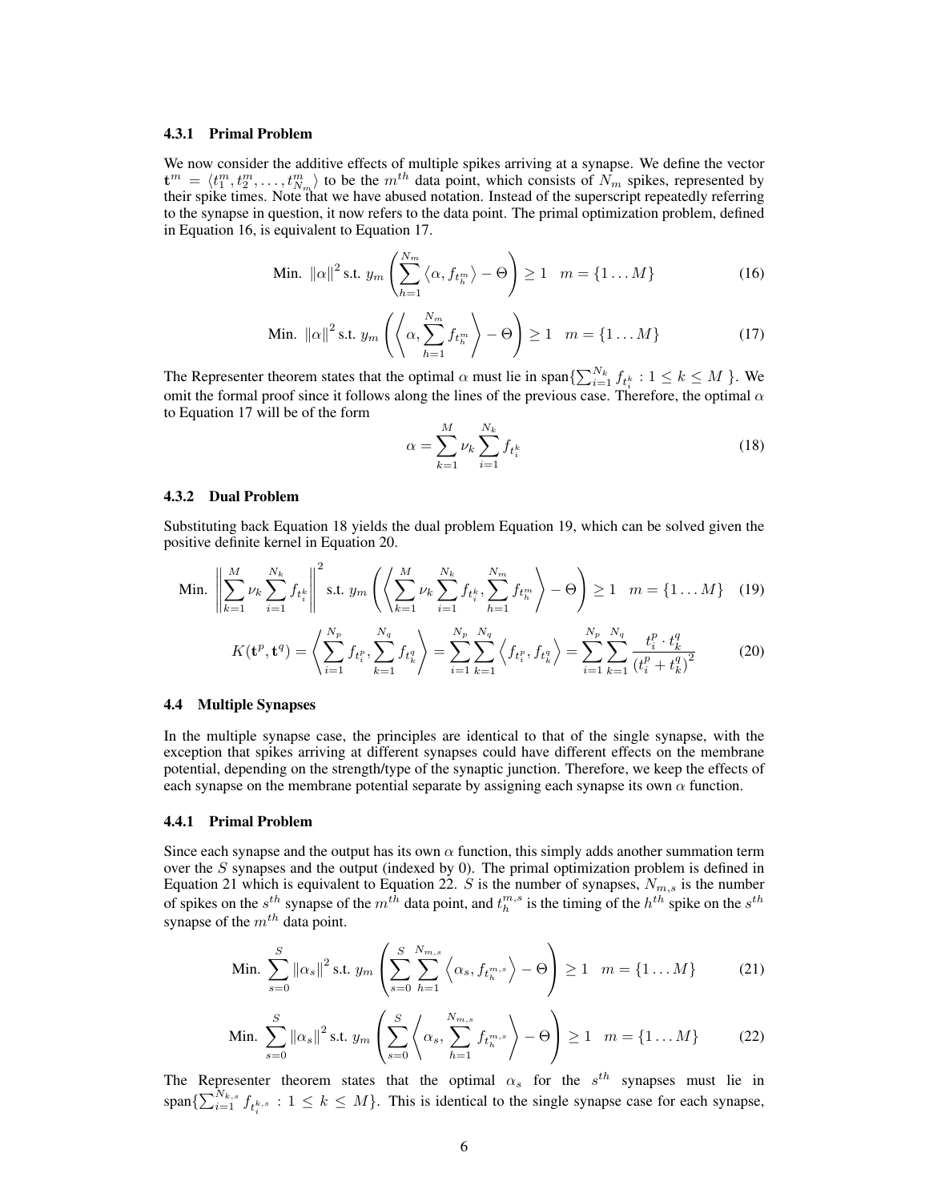#### 4.3.1 Primal Problem

We now consider the additive effects of multiple spikes arriving at a synapse. We define the vector $\mathbf{t}^m = \langle t_1^m, t_2^m, \ldots, t_{N_m}^m \rangle$ to be the $m^{th}$ data point, which consists of $N_m$ spikes, represented by their spike times. Note that we have abused notation. Instead of the superscript repeatedly referring to the synapse in question, it now refers to the data point. The primal optimization problem, defined in Equation 16, is equivalent to Equation 17.

$$\text{Min. } \|\alpha\|^2 \text{ s.t. } y_m \left( \sum_{h=1}^{N_m} \langle \alpha, f_{t_h^m} \rangle - \Theta \right) \geq 1 \quad m = \{1 \ldots M\} \tag{16}$$

$$\text{Min. } \|\alpha\|^2 \text{ s.t. } y_m \left( \left\langle \alpha, \sum_{h=1}^{N_m} f_{t_h^m} \right\rangle - \Theta \right) \geq 1 \quad m = \{1 \ldots M\} \tag{17}$$

The Representer theorem states that the optimal $\alpha$ must lie in span$\{\sum_{i=1}^{N_k} f_{t_i^k} : 1 \leq k \leq M\}$. We omit the formal proof since it follows along the lines of the previous case. Therefore, the optimal $\alpha$ to Equation 17 will be of the form

$$\alpha = \sum_{k=1}^{M} \nu_k \sum_{i=1}^{N_k} f_{t_i^k} \tag{18}$$

#### 4.3.2 Dual Problem

Substituting back Equation 18 yields the dual problem Equation 19, which can be solved given the positive definite kernel in Equation 20.

$$\text{Min. } \left\| \sum_{k=1}^{M} \nu_k \sum_{i=1}^{N_k} f_{t_i^k} \right\|^2 \text{ s.t. } y_m \left( \left\langle \sum_{k=1}^{M} \nu_k \sum_{i=1}^{N_k} f_{t_i^k}, \sum_{h=1}^{N_m} f_{t_h^m} \right\rangle - \Theta \right) \geq 1 \quad m = \{1 \ldots M\} \tag{19}$$

$$K(\mathbf{t}^p, \mathbf{t}^q) = \left\langle \sum_{i=1}^{N_p} f_{t_i^p}, \sum_{k=1}^{N_q} f_{t_k^q} \right\rangle = \sum_{i=1}^{N_p} \sum_{k=1}^{N_q} \left\langle f_{t_i^p}, f_{t_k^q} \right\rangle = \sum_{i=1}^{N_p} \sum_{k=1}^{N_q} \frac{t_i^p \cdot t_k^q}{(t_i^p + t_k^q)^2} \tag{20}$$

### 4.4 Multiple Synapses

In the multiple synapse case, the principles are identical to that of the single synapse, with the exception that spikes arriving at different synapses could have different effects on the membrane potential, depending on the strength/type of the synaptic junction. Therefore, we keep the effects of each synapse on the membrane potential separate by assigning each synapse its own $\alpha$ function.

#### 4.4.1 Primal Problem

Since each synapse and the output has its own $\alpha$ function, this simply adds another summation term over the $S$ synapses and the output (indexed by 0). The primal optimization problem is defined in Equation 21 which is equivalent to Equation 22. $S$ is the number of synapses, $N_{m,s}$ is the number of spikes on the $s^{th}$ synapse of the $m^{th}$ data point, and $t_h^{m,s}$ is the timing of the $h^{th}$ spike on the $s^{th}$ synapse of the $m^{th}$ data point.

$$\text{Min. } \sum_{s=0}^{S} \|\alpha_s\|^2 \text{ s.t. } y_m \left( \sum_{s=0}^{S} \sum_{h=1}^{N_{m,s}} \left\langle \alpha_s, f_{t_h^{m,s}} \right\rangle - \Theta \right) \geq 1 \quad m = \{1 \ldots M\} \tag{21}$$

$$\text{Min. } \sum_{s=0}^{S} \|\alpha_s\|^2 \text{ s.t. } y_m \left( \sum_{s=0}^{S} \left\langle \alpha_s, \sum_{h=1}^{N_{m,s}} f_{t_h^{m,s}} \right\rangle - \Theta \right) \geq 1 \quad m = \{1 \ldots M\} \tag{22}$$

The Representer theorem states that the optimal $\alpha_s$ for the $s^{th}$ synapses must lie in span$\{\sum_{i=1}^{N_{k,s}} f_{t_i^{k,s}} : 1 \leq k \leq M\}$. This is identical to the single synapse case for each synapse,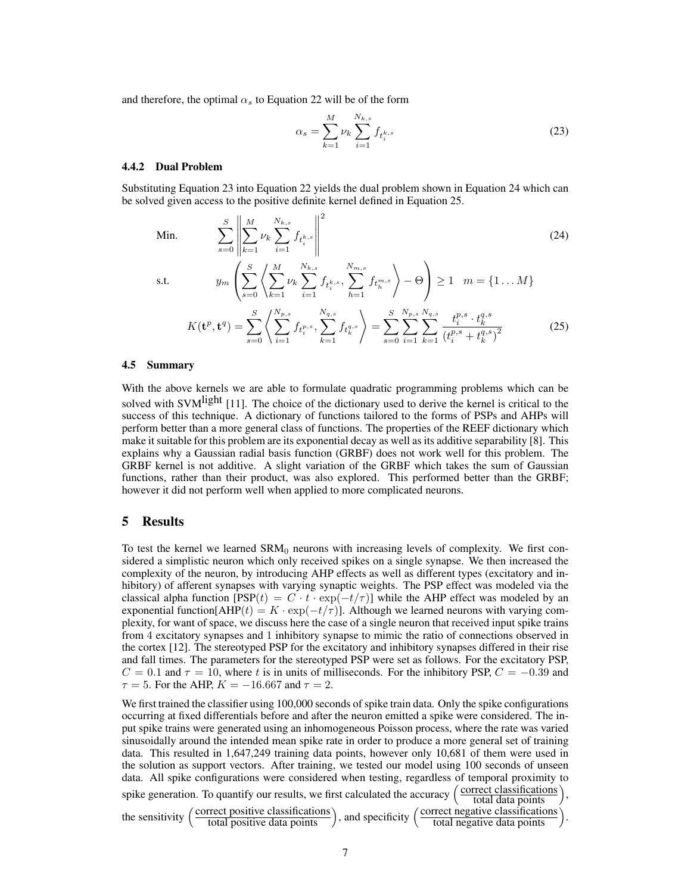and therefore, the optimal $\alpha_s$ to Equation 22 will be of the form

$$\alpha_s = \sum_{k=1}^{M} \nu_k \sum_{i=1}^{N_{k,s}} f_{t_i^{k,s}} \tag{23}$$

### 4.4.2 Dual Problem

Substituting Equation 23 into Equation 22 yields the dual problem shown in Equation 24 which can be solved given access to the positive definite kernel defined in Equation 25.

$$\text{Min.} \qquad \sum_{s=0}^{S} \left\| \sum_{k=1}^{M} \nu_k \sum_{i=1}^{N_{k,s}} f_{t_i^{k,s}} \right\|^2 \tag{24}$$

$$\text{s.t.} \qquad y_m \left( \sum_{s=0}^{S} \left\langle \sum_{k=1}^{M} \nu_k \sum_{i=1}^{N_{k,s}} f_{t_i^{k,s}}, \sum_{h=1}^{N_{m,s}} f_{t_h^{m,s}} \right\rangle - \Theta \right) \geq 1 \quad m = \{1 \ldots M\}$$

$$K(\mathbf{t}^p, \mathbf{t}^q) = \sum_{s=0}^{S} \left\langle \sum_{i=1}^{N_{p,s}} f_{t_i^{p,s}}, \sum_{k=1}^{N_{q,s}} f_{t_k^{q,s}} \right\rangle = \sum_{s=0}^{S} \sum_{i=1}^{N_{p,s}} \sum_{k=1}^{N_{q,s}} \frac{t_i^{p,s} \cdot t_k^{q,s}}{\left(t_i^{p,s} + t_k^{q,s}\right)^2} \tag{25}$$

## 4.5 Summary

With the above kernels we are able to formulate quadratic programming problems which can be solved with SVM$^{\text{light}}$ [11]. The choice of the dictionary used to derive the kernel is critical to the success of this technique. A dictionary of functions tailored to the forms of PSPs and AHPs will perform better than a more general class of functions. The properties of the REEF dictionary which make it suitable for this problem are its exponential decay as well as its additive separability [8]. This explains why a Gaussian radial basis function (GRBF) does not work well for this problem. The GRBF kernel is not additive. A slight variation of the GRBF which takes the sum of Gaussian functions, rather than their product, was also explored. This performed better than the GRBF; however it did not perform well when applied to more complicated neurons.

# 5 Results

To test the kernel we learned $\text{SRM}_0$ neurons with increasing levels of complexity. We first considered a simplistic neuron which only received spikes on a single synapse. We then increased the complexity of the neuron, by introducing AHP effects as well as different types (excitatory and inhibitory) of afferent synapses with varying synaptic weights. The PSP effect was modeled via the classical alpha function [$\text{PSP}(t) = C \cdot t \cdot \exp(-t/\tau)$] while the AHP effect was modeled by an exponential function[$\text{AHP}(t) = K \cdot \exp(-t/\tau)$]. Although we learned neurons with varying complexity, for want of space, we discuss here the case of a single neuron that received input spike trains from 4 excitatory synapses and 1 inhibitory synapse to mimic the ratio of connections observed in the cortex [12]. The stereotyped PSP for the excitatory and inhibitory synapses differed in their rise and fall times. The parameters for the stereotyped PSP were set as follows. For the excitatory PSP, $C = 0.1$ and $\tau = 10$, where $t$ is in units of milliseconds. For the inhibitory PSP, $C = -0.39$ and $\tau = 5$. For the AHP, $K = -16.667$ and $\tau = 2$.

We first trained the classifier using 100,000 seconds of spike train data. Only the spike configurations occurring at fixed differentials before and after the neuron emitted a spike were considered. The input spike trains were generated using an inhomogeneous Poisson process, where the rate was varied sinusoidally around the intended mean spike rate in order to produce a more general set of training data. This resulted in 1,647,249 training data points, however only 10,681 of them were used in the solution as support vectors. After training, we tested our model using 100 seconds of unseen data. All spike configurations were considered when testing, regardless of temporal proximity to spike generation. To quantify our results, we first calculated the accuracy $\left(\frac{\text{correct classifications}}{\text{total data points}}\right)$, the sensitivity $\left(\frac{\text{correct positive classifications}}{\text{total positive data points}}\right)$, and specificity $\left(\frac{\text{correct negative classifications}}{\text{total negative data points}}\right)$.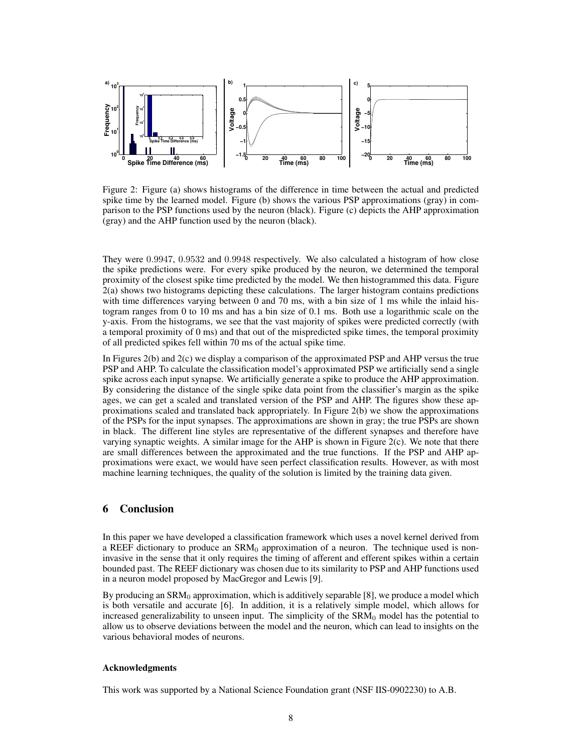Figure 2: Figure (a) shows histograms of the difference in time between the actual and predicted spike time by the learned model. Figure (b) shows the various PSP approximations (gray) in comparison to the PSP functions used by the neuron (black). Figure (c) depicts the AHP approximation (gray) and the AHP function used by the neuron (black).

They were 0.9947, 0.9532 and 0.9948 respectively. We also calculated a histogram of how close the spike predictions were. For every spike produced by the neuron, we determined the temporal proximity of the closest spike time predicted by the model. We then histogrammed this data. Figure 2(a) shows two histograms depicting these calculations. The larger histogram contains predictions with time differences varying between 0 and 70 ms, with a bin size of 1 ms while the inlaid histogram ranges from 0 to 10 ms and has a bin size of 0.1 ms. Both use a logarithmic scale on the y-axis. From the histograms, we see that the vast majority of spikes were predicted correctly (with a temporal proximity of 0 ms) and that out of the mispredicted spike times, the temporal proximity of all predicted spikes fell within 70 ms of the actual spike time.

In Figures 2(b) and 2(c) we display a comparison of the approximated PSP and AHP versus the true PSP and AHP. To calculate the classification model's approximated PSP we artificially send a single spike across each input synapse. We artificially generate a spike to produce the AHP approximation. By considering the distance of the single spike data point from the classifier's margin as the spike ages, we can get a scaled and translated version of the PSP and AHP. The figures show these approximations scaled and translated back appropriately. In Figure 2(b) we show the approximations of the PSPs for the input synapses. The approximations are shown in gray; the true PSPs are shown in black. The different line styles are representative of the different synapses and therefore have varying synaptic weights. A similar image for the AHP is shown in Figure 2(c). We note that there are small differences between the approximated and the true functions. If the PSP and AHP approximations were exact, we would have seen perfect classification results. However, as with most machine learning techniques, the quality of the solution is limited by the training data given.

## 6 Conclusion

In this paper we have developed a classification framework which uses a novel kernel derived from a REEF dictionary to produce an $\text{SRM}_0$ approximation of a neuron. The technique used is non-invasive in the sense that it only requires the timing of afferent and efferent spikes within a certain bounded past. The REEF dictionary was chosen due to its similarity to PSP and AHP functions used in a neuron model proposed by MacGregor and Lewis [9].

By producing an $\text{SRM}_0$ approximation, which is additively separable [8], we produce a model which is both versatile and accurate [6]. In addition, it is a relatively simple model, which allows for increased generalizability to unseen input. The simplicity of the $\text{SRM}_0$ model has the potential to allow us to observe deviations between the model and the neuron, which can lead to insights on the various behavioral modes of neurons.

#### Acknowledgments

This work was supported by a National Science Foundation grant (NSF IIS-0902230) to A.B.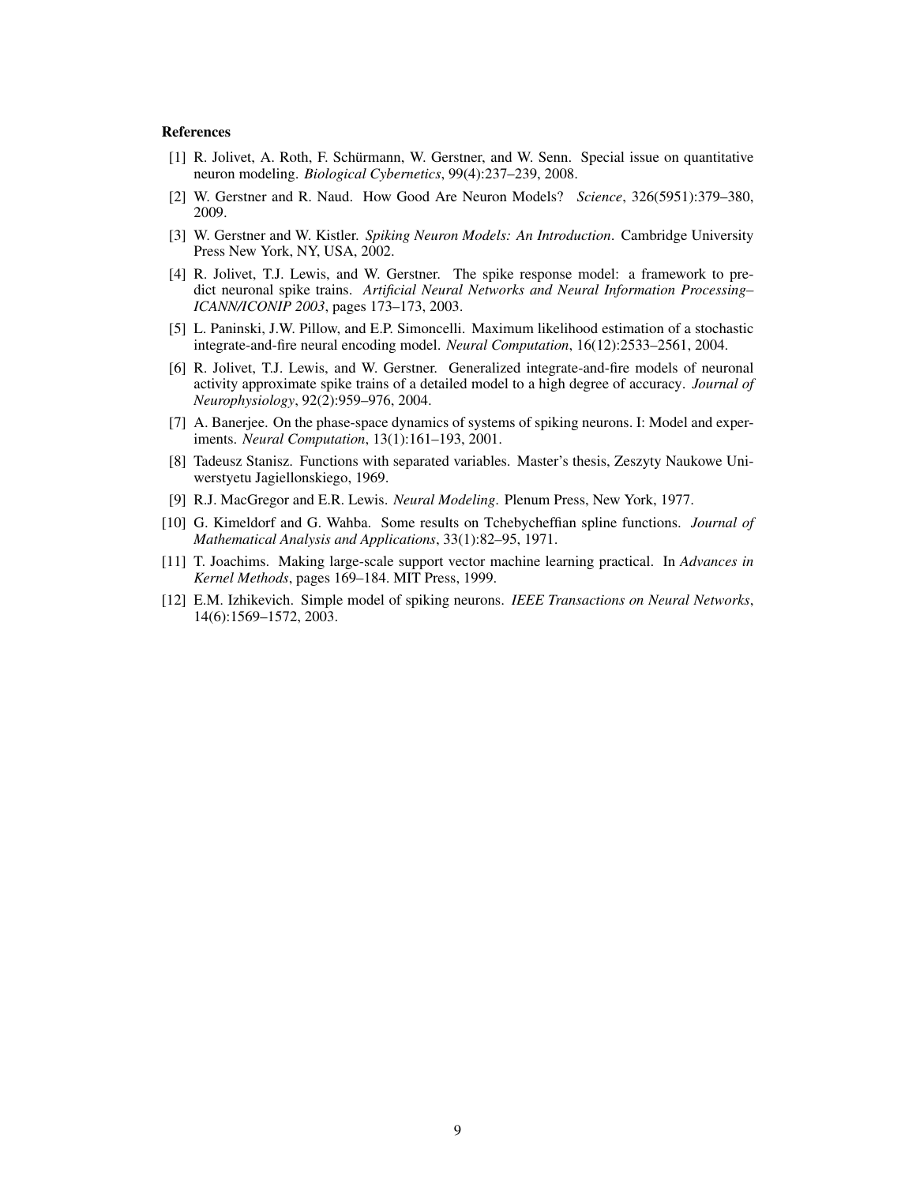### References

[1] R. Jolivet, A. Roth, F. Schürmann, W. Gerstner, and W. Senn. Special issue on quantitative neuron modeling. *Biological Cybernetics*, 99(4):237–239, 2008.

[2] W. Gerstner and R. Naud. How Good Are Neuron Models? *Science*, 326(5951):379–380, 2009.

[3] W. Gerstner and W. Kistler. *Spiking Neuron Models: An Introduction*. Cambridge University Press New York, NY, USA, 2002.

[4] R. Jolivet, T.J. Lewis, and W. Gerstner. The spike response model: a framework to predict neuronal spike trains. *Artificial Neural Networks and Neural Information Processing–ICANN/ICONIP 2003*, pages 173–173, 2003.

[5] L. Paninski, J.W. Pillow, and E.P. Simoncelli. Maximum likelihood estimation of a stochastic integrate-and-fire neural encoding model. *Neural Computation*, 16(12):2533–2561, 2004.

[6] R. Jolivet, T.J. Lewis, and W. Gerstner. Generalized integrate-and-fire models of neuronal activity approximate spike trains of a detailed model to a high degree of accuracy. *Journal of Neurophysiology*, 92(2):959–976, 2004.

[7] A. Banerjee. On the phase-space dynamics of systems of spiking neurons. I: Model and experiments. *Neural Computation*, 13(1):161–193, 2001.

[8] Tadeusz Stanisz. Functions with separated variables. Master's thesis, Zeszyty Naukowe Uniwerstyetu Jagiellonskiego, 1969.

[9] R.J. MacGregor and E.R. Lewis. *Neural Modeling*. Plenum Press, New York, 1977.

[10] G. Kimeldorf and G. Wahba. Some results on Tchebycheffian spline functions. *Journal of Mathematical Analysis and Applications*, 33(1):82–95, 1971.

[11] T. Joachims. Making large-scale support vector machine learning practical. In *Advances in Kernel Methods*, pages 169–184. MIT Press, 1999.

[12] E.M. Izhikevich. Simple model of spiking neurons. *IEEE Transactions on Neural Networks*, 14(6):1569–1572, 2003.